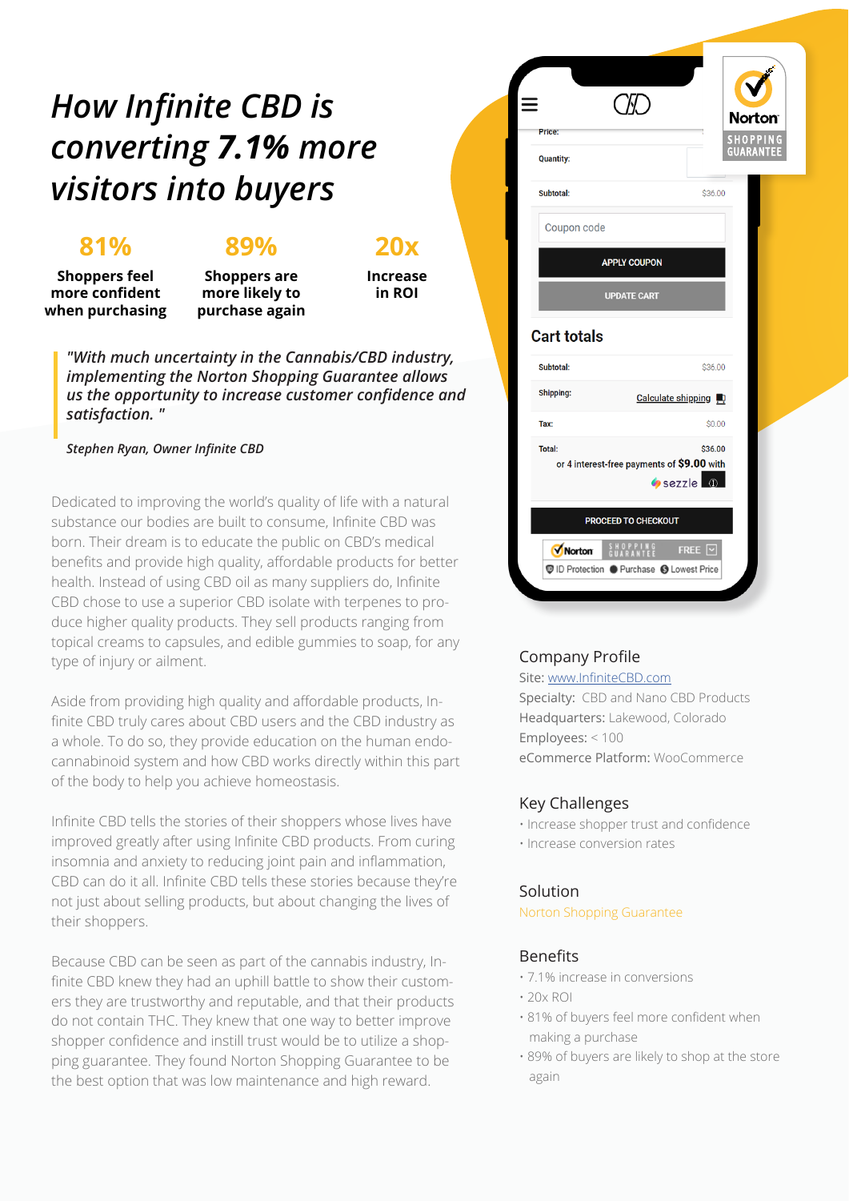# *How Infinite CBD is converting 7.1% more visitors into buyers*

**81%**
**Shoppers feel more confident when purchasing**

**89%**
**Shoppers are more likely to purchase again**

**20x**
**Increase in ROI**

> *"With much uncertainty in the Cannabis/CBD industry, implementing the Norton Shopping Guarantee allows us the opportunity to increase customer confidence and satisfaction. "*
>
> *Stephen Ryan, Owner Infinite CBD*

Dedicated to improving the world's quality of life with a natural substance our bodies are built to consume, Infinite CBD was born. Their dream is to educate the public on CBD's medical benefits and provide high quality, affordable products for better health. Instead of using CBD oil as many suppliers do, Infinite CBD chose to use a superior CBD isolate with terpenes to produce higher quality products. They sell products ranging from topical creams to capsules, and edible gummies to soap, for any type of injury or ailment.

Aside from providing high quality and affordable products, Infinite CBD truly cares about CBD users and the CBD industry as a whole. To do so, they provide education on the human endocannabinoid system and how CBD works directly within this part of the body to help you achieve homeostasis.

Infinite CBD tells the stories of their shoppers whose lives have improved greatly after using Infinite CBD products. From curing insomnia and anxiety to reducing joint pain and inflammation, CBD can do it all. Infinite CBD tells these stories because they're not just about selling products, but about changing the lives of their shoppers.

Because CBD can be seen as part of the cannabis industry, Infinite CBD knew they had an uphill battle to show their customers they are trustworthy and reputable, and that their products do not contain THC. They knew that one way to better improve shopper confidence and instill trust would be to utilize a shopping guarantee. They found Norton Shopping Guarantee to be the best option that was low maintenance and high reward.

## Company Profile

Site: www.InfiniteCBD.com
Specialty: CBD and Nano CBD Products
Headquarters: Lakewood, Colorado
Employees: < 100
eCommerce Platform: WooCommerce

## Key Challenges

- Increase shopper trust and confidence
- Increase conversion rates

## Solution

Norton Shopping Guarantee

## Benefits

- 7.1% increase in conversions
- 20x ROI
- 81% of buyers feel more confident when making a purchase
- 89% of buyers are likely to shop at the store again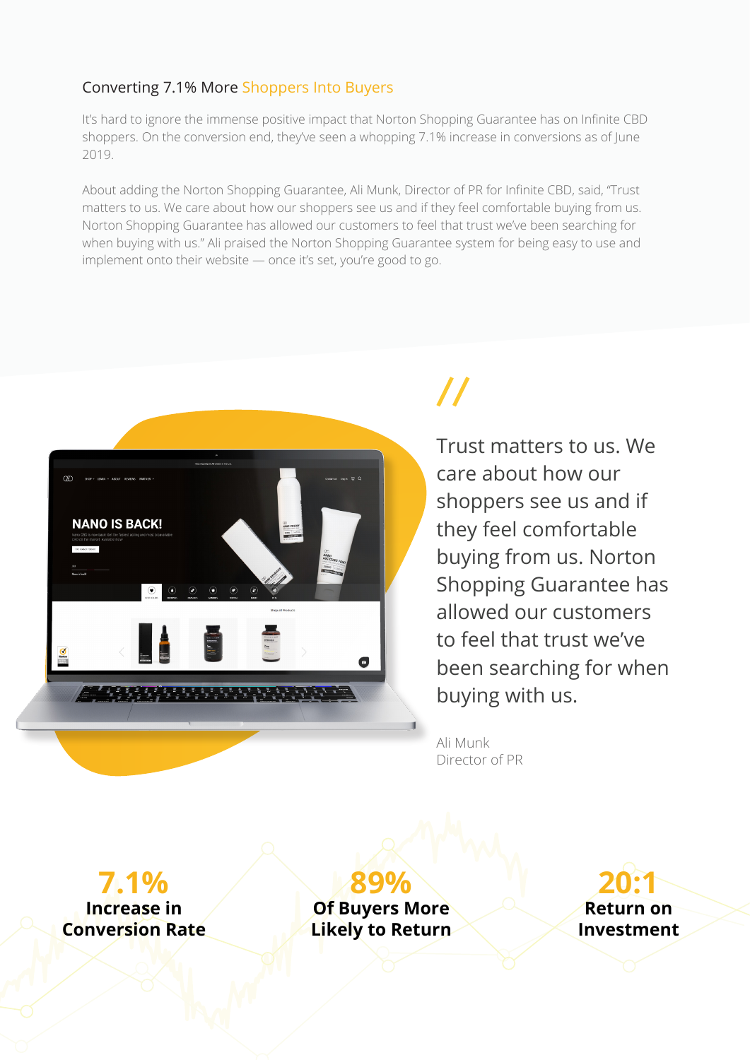## Converting 7.1% More Shoppers Into Buyers

It's hard to ignore the immense positive impact that Norton Shopping Guarantee has on Infinite CBD shoppers. On the conversion end, they've seen a whopping 7.1% increase in conversions as of June 2019.

About adding the Norton Shopping Guarantee, Ali Munk, Director of PR for Infinite CBD, said, "Trust matters to us. We care about how our shoppers see us and if they feel comfortable buying from us. Norton Shopping Guarantee has allowed our customers to feel that trust we've been searching for when buying with us." Ali praised the Norton Shopping Guarantee system for being easy to use and implement onto their website — once it's set, you're good to go.

//

> Trust matters to us. We care about how our shoppers see us and if they feel comfortable buying from us. Norton Shopping Guarantee has allowed our customers to feel that trust we've been searching for when buying with us.
>
> Ali Munk
> Director of PR

**7.1%**
**Increase in Conversion Rate**

**89%**
**Of Buyers More Likely to Return**

**20:1**
**Return on Investment**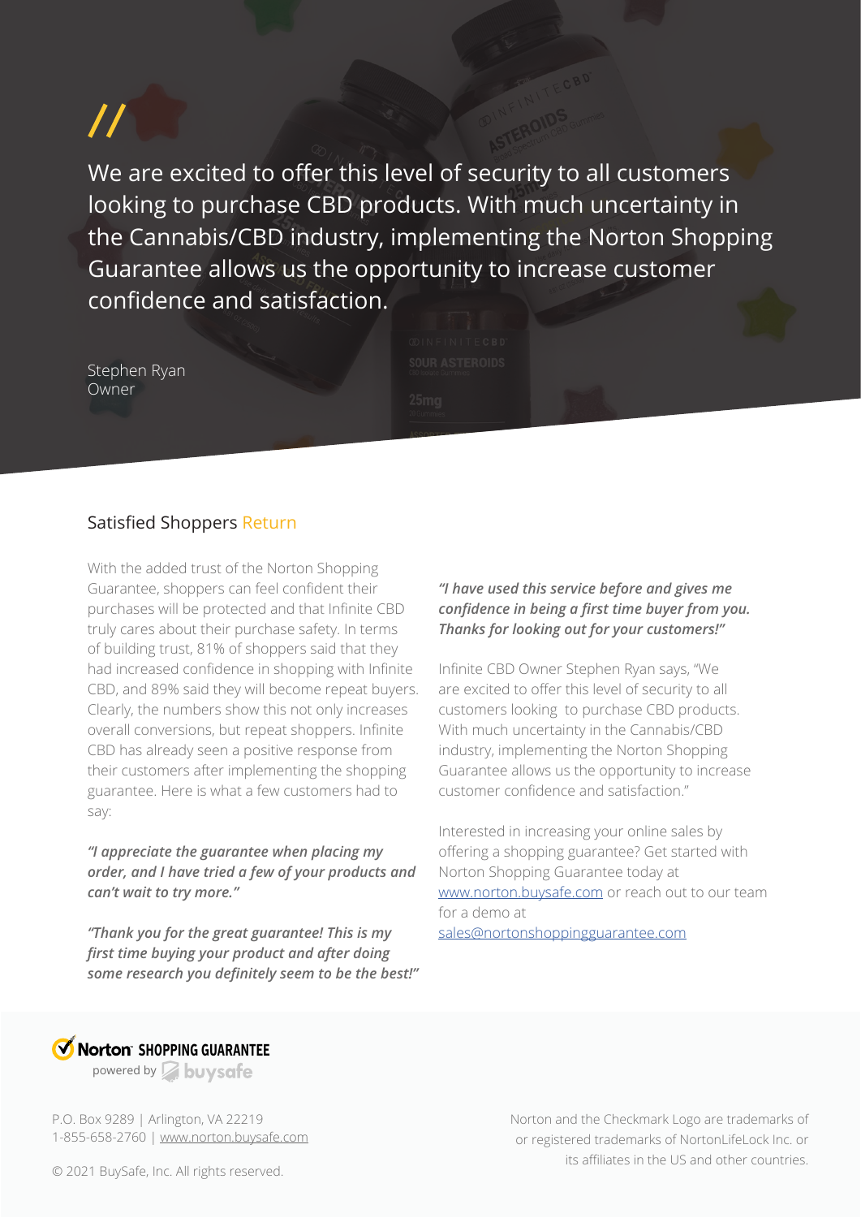//

We are excited to offer this level of security to all customers looking to purchase CBD products. With much uncertainty in the Cannabis/CBD industry, implementing the Norton Shopping Guarantee allows us the opportunity to increase customer confidence and satisfaction.

Stephen Ryan
Owner

## Satisfied Shoppers Return

With the added trust of the Norton Shopping Guarantee, shoppers can feel confident their purchases will be protected and that Infinite CBD truly cares about their purchase safety. In terms of building trust, 81% of shoppers said that they had increased confidence in shopping with Infinite CBD, and 89% said they will become repeat buyers. Clearly, the numbers show this not only increases overall conversions, but repeat shoppers. Infinite CBD has already seen a positive response from their customers after implementing the shopping guarantee. Here is what a few customers had to say:

***"I appreciate the guarantee when placing my order, and I have tried a few of your products and can't wait to try more."***

***"Thank you for the great guarantee! This is my first time buying your product and after doing some research you definitely seem to be the best!"***

***"I have used this service before and gives me confidence in being a first time buyer from you. Thanks for looking out for your customers!"***

Infinite CBD Owner Stephen Ryan says, "We are excited to offer this level of security to all customers looking to purchase CBD products. With much uncertainty in the Cannabis/CBD industry, implementing the Norton Shopping Guarantee allows us the opportunity to increase customer confidence and satisfaction."

Interested in increasing your online sales by offering a shopping guarantee? Get started with Norton Shopping Guarantee today at www.norton.buysafe.com or reach out to our team for a demo at sales@nortonshoppingguarantee.com

Norton SHOPPING GUARANTEE
powered by buysafe

P.O. Box 9289 | Arlington, VA 22219
1-855-658-2760 | www.norton.buysafe.com

© 2021 BuySafe, Inc. All rights reserved.

Norton and the Checkmark Logo are trademarks of or registered trademarks of NortonLifeLock Inc. or its affiliates in the US and other countries.